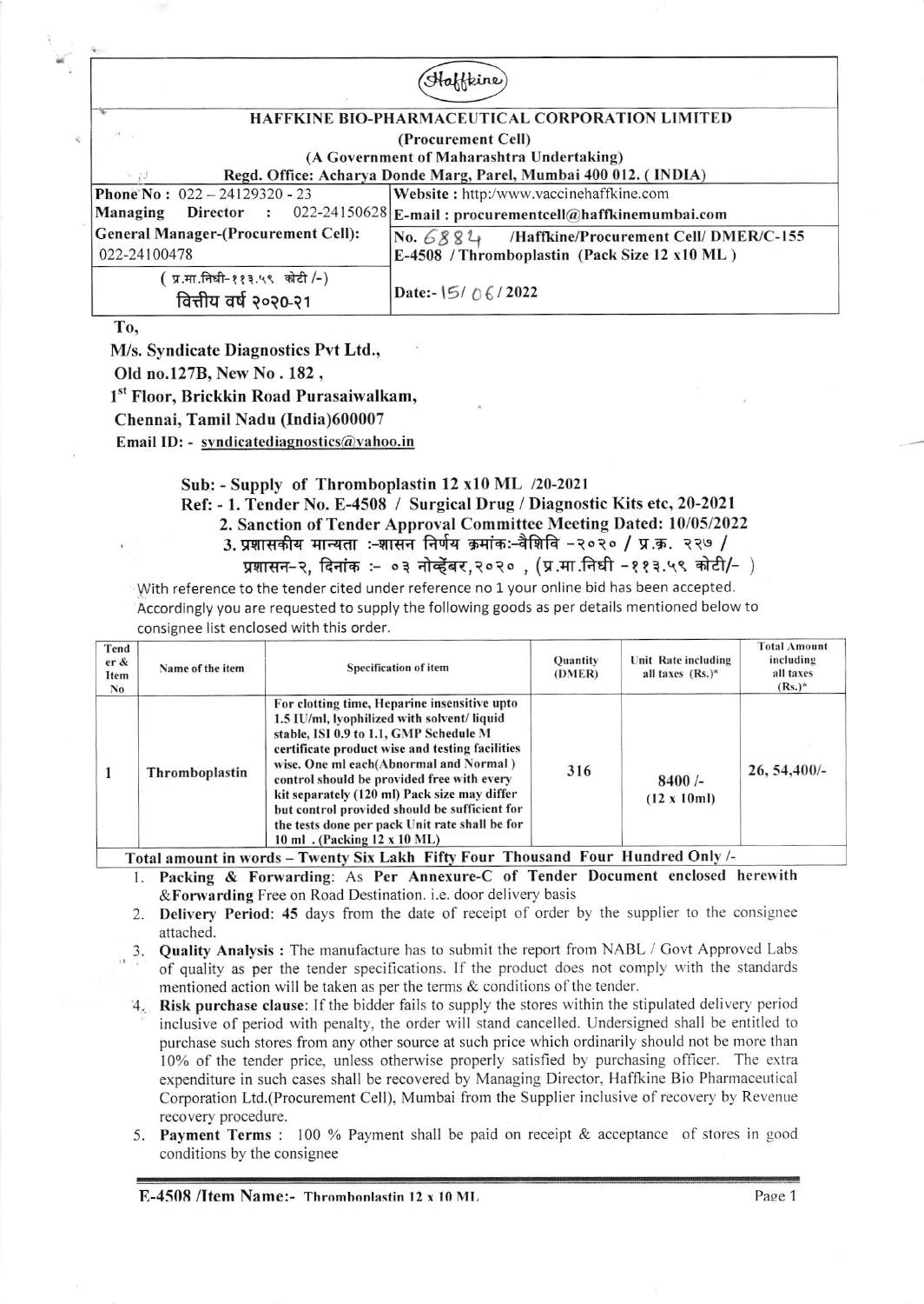Haffkine

# HAFFKINE BIO-PHARMACEUTICAL CORPORATION LIMITED

**(Procurement Cell)**

**(A Government of Maharashtra Undertaking)**

**Regd. Office: Acharya Donde Marg, Parel, Mumbai 400 012. ( INDIA)**

| | |
|---|---|
| **Phone No :** 022 – 24129320 - 23 | **Website :** http:/www.vaccinehaffkine.com |
| **Managing Director :** 022-24150628 | **E-mail : procurementcell@haffkinemumbai.com** |
| **General Manager-(Procurement Cell):** 022-24100478 | **No.** 6884 **/Haffkine/Procurement Cell/ DMER/C-155 E-4508 / Thromboplastin (Pack Size 12 x10 ML )** |
| ( प्र.मा.निधी-११३.५९ कोटी /-) वित्तीय वर्ष २०२०-२१ | **Date:-** 15/ 06 / **2022** |

**To,**

**M/s. Syndicate Diagnostics Pvt Ltd.,**
**Old no.127B, New No . 182 ,**
**1st Floor, Brickkin Road Purasaiwalkam,**
**Chennai, Tamil Nadu (India)600007**
**Email ID: - syndicatediagnostics@yahoo.in**

**Sub: - Supply of Thromboplastin 12 x10 ML /20-2021**

**Ref: - 1. Tender No. E-4508 / Surgical Drug / Diagnostic Kits etc, 20-2021**

**2. Sanction of Tender Approval Committee Meeting Dated: 10/05/2022**

**3. प्रशासकीय मान्यता :-शासन निर्णय क्रमांक:-वैशिवि -२०२० / प्र.क्र. २२७ / प्रशासन-२, दिनांक :- ०३ नोव्हेंबर,२०२० , (प्र.मा.निधी -११३.५९ कोटी/- )**

With reference to the tender cited under reference no 1 your online bid has been accepted. Accordingly you are requested to supply the following goods as per details mentioned below to consignee list enclosed with this order.

| Tender & Item No | Name of the item | Specification of item | Quantity (DMER) | Unit Rate including all taxes (Rs.)* | Total Amount including all taxes (Rs.)* |
|---|---|---|---|---|---|
| 1 | Thromboplastin | For clotting time, Heparine insensitive upto 1.5 IU/ml, lyophilized with solvent/ liquid stable, ISI 0.9 to 1.1, GMP Schedule M certificate product wise and testing facilities wise. One ml each(Abnormal and Normal ) control should be provided free with every kit separately (120 ml) Pack size may differ but control provided should be sufficient for the tests done per pack Unit rate shall be for 10 ml . (Packing 12 x 10 ML) | 316 | 8400 /- (12 x 10ml) | 26, 54,400/- |

**Total amount in words – Twenty Six Lakh Fifty Four Thousand Four Hundred Only /-**

1. **Packing & Forwarding**: As **Per Annexure-C of Tender Document enclosed herewith &Forwarding** Free on Road Destination. i.e. door delivery basis
2. **Delivery Period**: 45 days from the date of receipt of order by the supplier to the consignee attached.
3. **Quality Analysis :** The manufacture has to submit the report from NABL / Govt Approved Labs of quality as per the tender specifications. If the product does not comply with the standards mentioned action will be taken as per the terms & conditions of the tender.
4. **Risk purchase clause**: If the bidder fails to supply the stores within the stipulated delivery period inclusive of period with penalty, the order will stand cancelled. Undersigned shall be entitled to purchase such stores from any other source at such price which ordinarily should not be more than 10% of the tender price, unless otherwise properly satisfied by purchasing officer. The extra expenditure in such cases shall be recovered by Managing Director, Haffkine Bio Pharmaceutical Corporation Ltd.(Procurement Cell), Mumbai from the Supplier inclusive of recovery by Revenue recovery procedure.
5. **Payment Terms** : 100 % Payment shall be paid on receipt & acceptance of stores in good conditions by the consignee

**E-4508 /Item Name:- Thromboplastin 12 x 10 ML**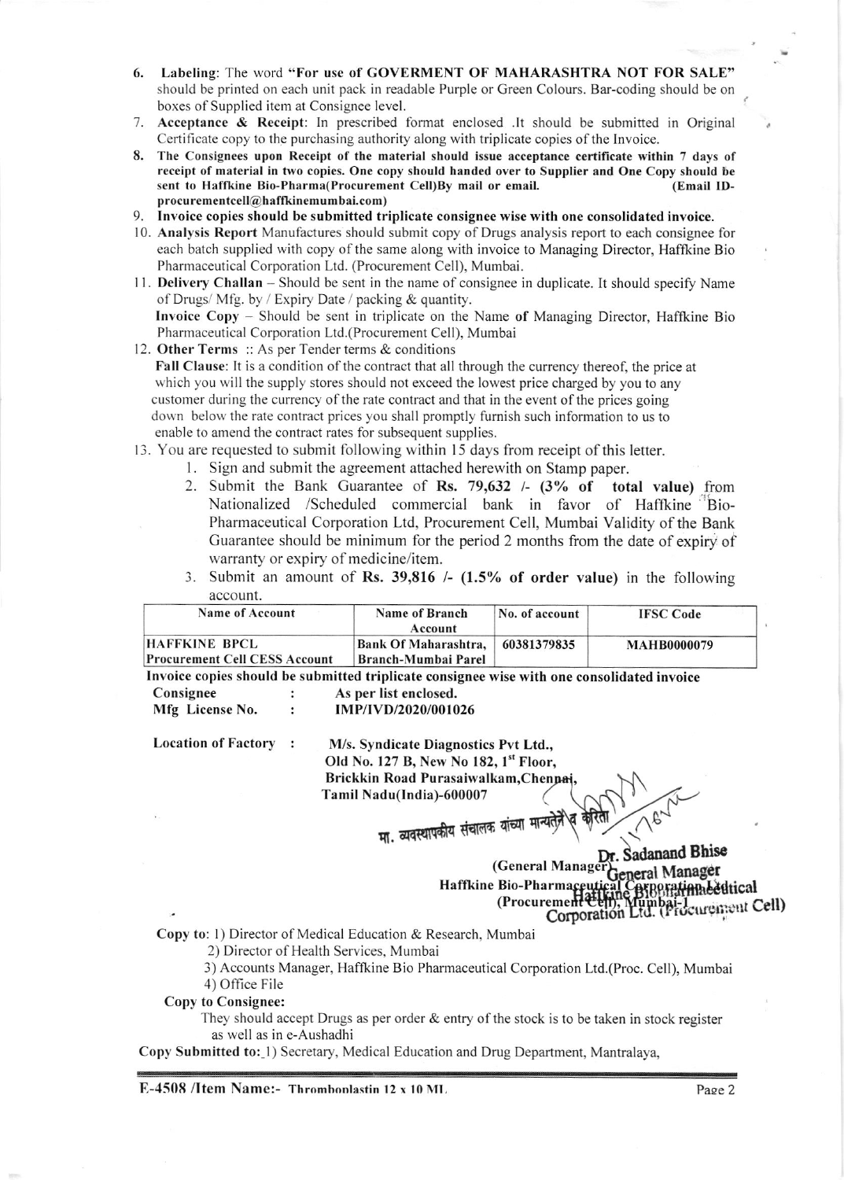6. **Labeling**: The word **"For use of GOVERMENT OF MAHARASHTRA NOT FOR SALE"** should be printed on each unit pack in readable Purple or Green Colours. Bar-coding should be on boxes of Supplied item at Consignee level.
7. **Acceptance & Receipt**: In prescribed format enclosed .It should be submitted in Original Certificate copy to the purchasing authority along with triplicate copies of the Invoice.
8. **The Consignees upon Receipt of the material should issue acceptance certificate within 7 days of receipt of material in two copies. One copy should handed over to Supplier and One Copy should be sent to Haffkine Bio-Pharma(Procurement Cell)By mail or email. (Email ID- procurementcell@haffkinemumbai.com)**
9. **Invoice copies should be submitted triplicate consignee wise with one consolidated invoice.**
10. **Analysis Report** Manufactures should submit copy of Drugs analysis report to each consignee for each batch supplied with copy of the same along with invoice to Managing Director, Haffkine Bio Pharmaceutical Corporation Ltd. (Procurement Cell), Mumbai.
11. **Delivery Challan** – Should be sent in the name of consignee in duplicate. It should specify Name of Drugs/ Mfg. by / Expiry Date / packing & quantity.
    **Invoice Copy** – Should be sent in triplicate on the Name **of** Managing Director, Haffkine Bio Pharmaceutical Corporation Ltd.(Procurement Cell), Mumbai
12. **Other Terms** :: As per Tender terms & conditions
    **Fall Clause**: It is a condition of the contract that all through the currency thereof, the price at which you will the supply stores should not exceed the lowest price charged by you to any customer during the currency of the rate contract and that in the event of the prices going down below the rate contract prices you shall promptly furnish such information to us to enable to amend the contract rates for subsequent supplies.
13. You are requested to submit following within 15 days from receipt of this letter.
    1. Sign and submit the agreement attached herewith on Stamp paper.
    2. Submit the Bank Guarantee of **Rs. 79,632 /- (3% of total value)** from Nationalized /Scheduled commercial bank in favor of Haffkine Bio-Pharmaceutical Corporation Ltd, Procurement Cell, Mumbai Validity of the Bank Guarantee should be minimum for the period 2 months from the date of expiry of warranty or expiry of medicine/item.
    3. Submit an amount of **Rs. 39,816 /- (1.5% of order value)** in the following account.

| Name of Account | Name of Branch Account | No. of account | IFSC Code |
|---|---|---|---|
| **HAFFKINE BPCL Procurement Cell CESS Account** | **Bank Of Maharashtra, Branch-Mumbai Parel** | **60381379835** | **MAHB0000079** |

**Invoice copies should be submitted triplicate consignee wise with one consolidated invoice**

**Consignee** : **As per list enclosed.**

**Mfg License No.** : **IMP/IVD/2020/001026**

**Location of Factory** : **M/s. Syndicate Diagnostics Pvt Ltd., Old No. 127 B, New No 182, 1st Floor, Brickkin Road Purasaiwalkam,Chennai, Tamil Nadu(India)-600007**

मा. व्यवस्थापकीय संचालक यांच्या मान्यतेने व करिता

**Dr. Sadanand Bhise**
(General Manager) General Manager
Haffkine Bio-Pharmaceutical Corporation Ltd.
(Procurement Cell), Mumbai-1
Haffkine Biopharmaceutical Corporation Ltd. (Procurement Cell)

**Copy to**: 1) Director of Medical Education & Research, Mumbai
2) Director of Health Services, Mumbai
3) Accounts Manager, Haffkine Bio Pharmaceutical Corporation Ltd.(Proc. Cell), Mumbai
4) Office File

**Copy to Consignee:**
They should accept Drugs as per order & entry of the stock is to be taken in stock register as well as in e-Aushadhi

**Copy Submitted to:** 1) Secretary, Medical Education and Drug Department, Mantralaya,

E-4508 /Item Name:- Thromboplastin 12 x 10 ML